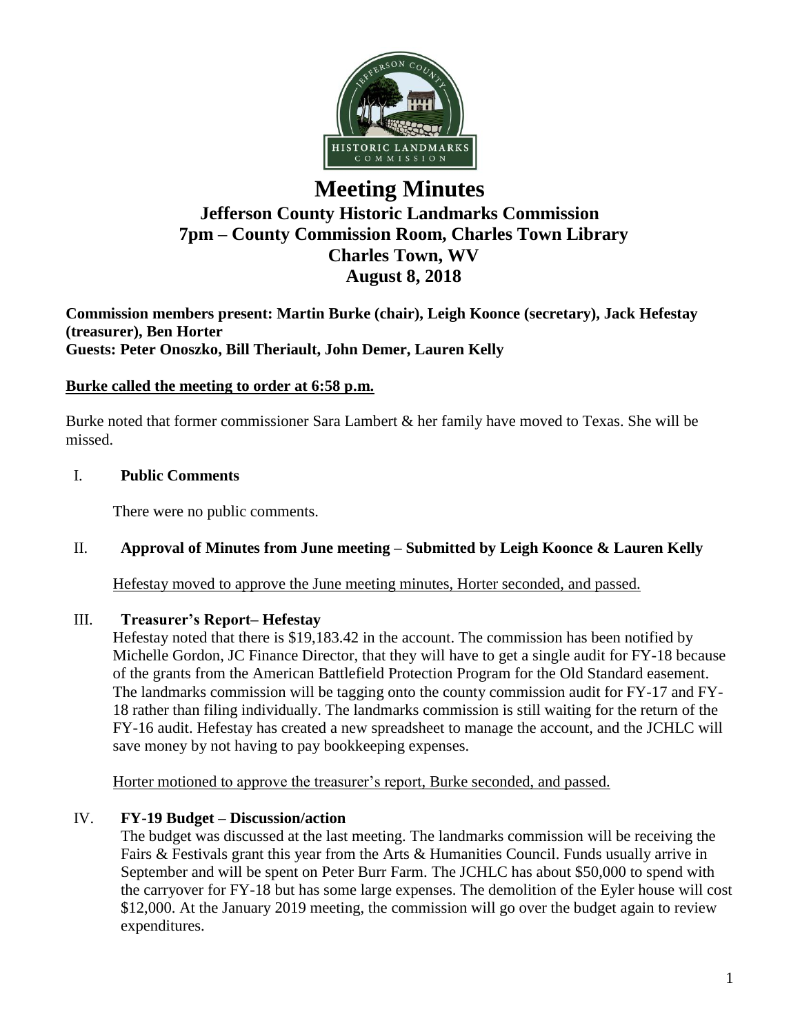# Meeting Minutes

## Jefferson County Historic Landmarks Commission
## 7pm – County Commission Room, Charles Town Library
## Charles Town, WV
## August 8, 2018

**Commission members present: Martin Burke (chair), Leigh Koonce (secretary), Jack Hefestay (treasurer), Ben Horter**
**Guests: Peter Onoszko, Bill Theriault, John Demer, Lauren Kelly**

**Burke called the meeting to order at 6:58 p.m.**

Burke noted that former commissioner Sara Lambert & her family have moved to Texas. She will be missed.

### I. Public Comments

There were no public comments.

### II. Approval of Minutes from June meeting – Submitted by Leigh Koonce & Lauren Kelly

Hefestay moved to approve the June meeting minutes, Horter seconded, and passed.

### III. Treasurer's Report– Hefestay

Hefestay noted that there is $19,183.42 in the account. The commission has been notified by Michelle Gordon, JC Finance Director, that they will have to get a single audit for FY-18 because of the grants from the American Battlefield Protection Program for the Old Standard easement. The landmarks commission will be tagging onto the county commission audit for FY-17 and FY-18 rather than filing individually. The landmarks commission is still waiting for the return of the FY-16 audit. Hefestay has created a new spreadsheet to manage the account, and the JCHLC will save money by not having to pay bookkeeping expenses.

Horter motioned to approve the treasurer's report, Burke seconded, and passed.

### IV. FY-19 Budget – Discussion/action

The budget was discussed at the last meeting. The landmarks commission will be receiving the Fairs & Festivals grant this year from the Arts & Humanities Council. Funds usually arrive in September and will be spent on Peter Burr Farm. The JCHLC has about $50,000 to spend with the carryover for FY-18 but has some large expenses. The demolition of the Eyler house will cost $12,000. At the January 2019 meeting, the commission will go over the budget again to review expenditures.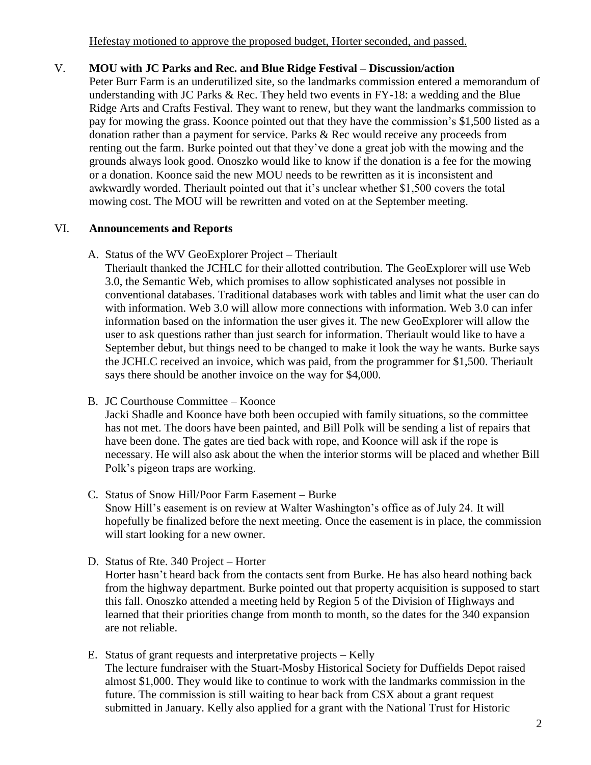Hefestay motioned to approve the proposed budget, Horter seconded, and passed.

V. **MOU with JC Parks and Rec. and Blue Ridge Festival – Discussion/action**

Peter Burr Farm is an underutilized site, so the landmarks commission entered a memorandum of understanding with JC Parks & Rec. They held two events in FY-18: a wedding and the Blue Ridge Arts and Crafts Festival. They want to renew, but they want the landmarks commission to pay for mowing the grass. Koonce pointed out that they have the commission's $1,500 listed as a donation rather than a payment for service. Parks & Rec would receive any proceeds from renting out the farm. Burke pointed out that they've done a great job with the mowing and the grounds always look good. Onoszko would like to know if the donation is a fee for the mowing or a donation. Koonce said the new MOU needs to be rewritten as it is inconsistent and awkwardly worded. Theriault pointed out that it's unclear whether $1,500 covers the total mowing cost. The MOU will be rewritten and voted on at the September meeting.

VI. **Announcements and Reports**

A. Status of the WV GeoExplorer Project – Theriault

Theriault thanked the JCHLC for their allotted contribution. The GeoExplorer will use Web 3.0, the Semantic Web, which promises to allow sophisticated analyses not possible in conventional databases. Traditional databases work with tables and limit what the user can do with information. Web 3.0 will allow more connections with information. Web 3.0 can infer information based on the information the user gives it. The new GeoExplorer will allow the user to ask questions rather than just search for information. Theriault would like to have a September debut, but things need to be changed to make it look the way he wants. Burke says the JCHLC received an invoice, which was paid, from the programmer for $1,500. Theriault says there should be another invoice on the way for $4,000.

B. JC Courthouse Committee – Koonce

Jacki Shadle and Koonce have both been occupied with family situations, so the committee has not met. The doors have been painted, and Bill Polk will be sending a list of repairs that have been done. The gates are tied back with rope, and Koonce will ask if the rope is necessary. He will also ask about the when the interior storms will be placed and whether Bill Polk's pigeon traps are working.

C. Status of Snow Hill/Poor Farm Easement – Burke

Snow Hill's easement is on review at Walter Washington's office as of July 24. It will hopefully be finalized before the next meeting. Once the easement is in place, the commission will start looking for a new owner.

D. Status of Rte. 340 Project – Horter

Horter hasn't heard back from the contacts sent from Burke. He has also heard nothing back from the highway department. Burke pointed out that property acquisition is supposed to start this fall. Onoszko attended a meeting held by Region 5 of the Division of Highways and learned that their priorities change from month to month, so the dates for the 340 expansion are not reliable.

E. Status of grant requests and interpretative projects – Kelly

The lecture fundraiser with the Stuart-Mosby Historical Society for Duffields Depot raised almost $1,000. They would like to continue to work with the landmarks commission in the future. The commission is still waiting to hear back from CSX about a grant request submitted in January. Kelly also applied for a grant with the National Trust for Historic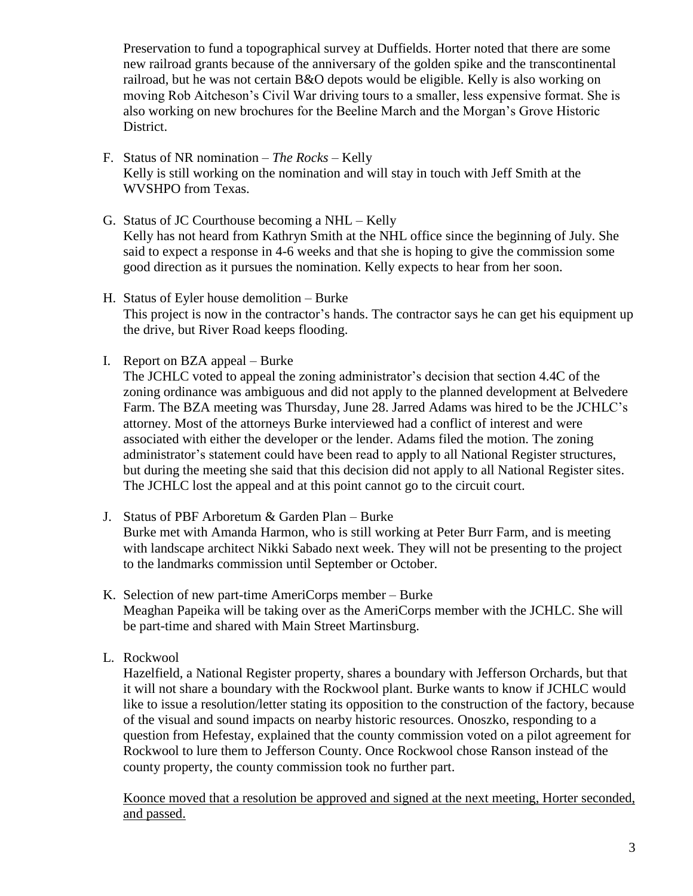Preservation to fund a topographical survey at Duffields. Horter noted that there are some new railroad grants because of the anniversary of the golden spike and the transcontinental railroad, but he was not certain B&O depots would be eligible. Kelly is also working on moving Rob Aitcheson's Civil War driving tours to a smaller, less expensive format. She is also working on new brochures for the Beeline March and the Morgan's Grove Historic District.

F. Status of NR nomination – *The Rocks* – Kelly
   Kelly is still working on the nomination and will stay in touch with Jeff Smith at the WVSHPO from Texas.

G. Status of JC Courthouse becoming a NHL – Kelly
   Kelly has not heard from Kathryn Smith at the NHL office since the beginning of July. She said to expect a response in 4-6 weeks and that she is hoping to give the commission some good direction as it pursues the nomination. Kelly expects to hear from her soon.

H. Status of Eyler house demolition – Burke
   This project is now in the contractor's hands. The contractor says he can get his equipment up the drive, but River Road keeps flooding.

I. Report on BZA appeal – Burke
   The JCHLC voted to appeal the zoning administrator's decision that section 4.4C of the zoning ordinance was ambiguous and did not apply to the planned development at Belvedere Farm. The BZA meeting was Thursday, June 28. Jarred Adams was hired to be the JCHLC's attorney. Most of the attorneys Burke interviewed had a conflict of interest and were associated with either the developer or the lender. Adams filed the motion. The zoning administrator's statement could have been read to apply to all National Register structures, but during the meeting she said that this decision did not apply to all National Register sites. The JCHLC lost the appeal and at this point cannot go to the circuit court.

J. Status of PBF Arboretum & Garden Plan – Burke
   Burke met with Amanda Harmon, who is still working at Peter Burr Farm, and is meeting with landscape architect Nikki Sabado next week. They will not be presenting to the project to the landmarks commission until September or October.

K. Selection of new part-time AmeriCorps member – Burke
   Meaghan Papeika will be taking over as the AmeriCorps member with the JCHLC. She will be part-time and shared with Main Street Martinsburg.

L. Rockwool
   Hazelfield, a National Register property, shares a boundary with Jefferson Orchards, but that it will not share a boundary with the Rockwool plant. Burke wants to know if JCHLC would like to issue a resolution/letter stating its opposition to the construction of the factory, because of the visual and sound impacts on nearby historic resources. Onoszko, responding to a question from Hefestay, explained that the county commission voted on a pilot agreement for Rockwool to lure them to Jefferson County. Once Rockwool chose Ranson instead of the county property, the county commission took no further part.

   <u>Koonce moved that a resolution be approved and signed at the next meeting, Horter seconded, and passed.</u>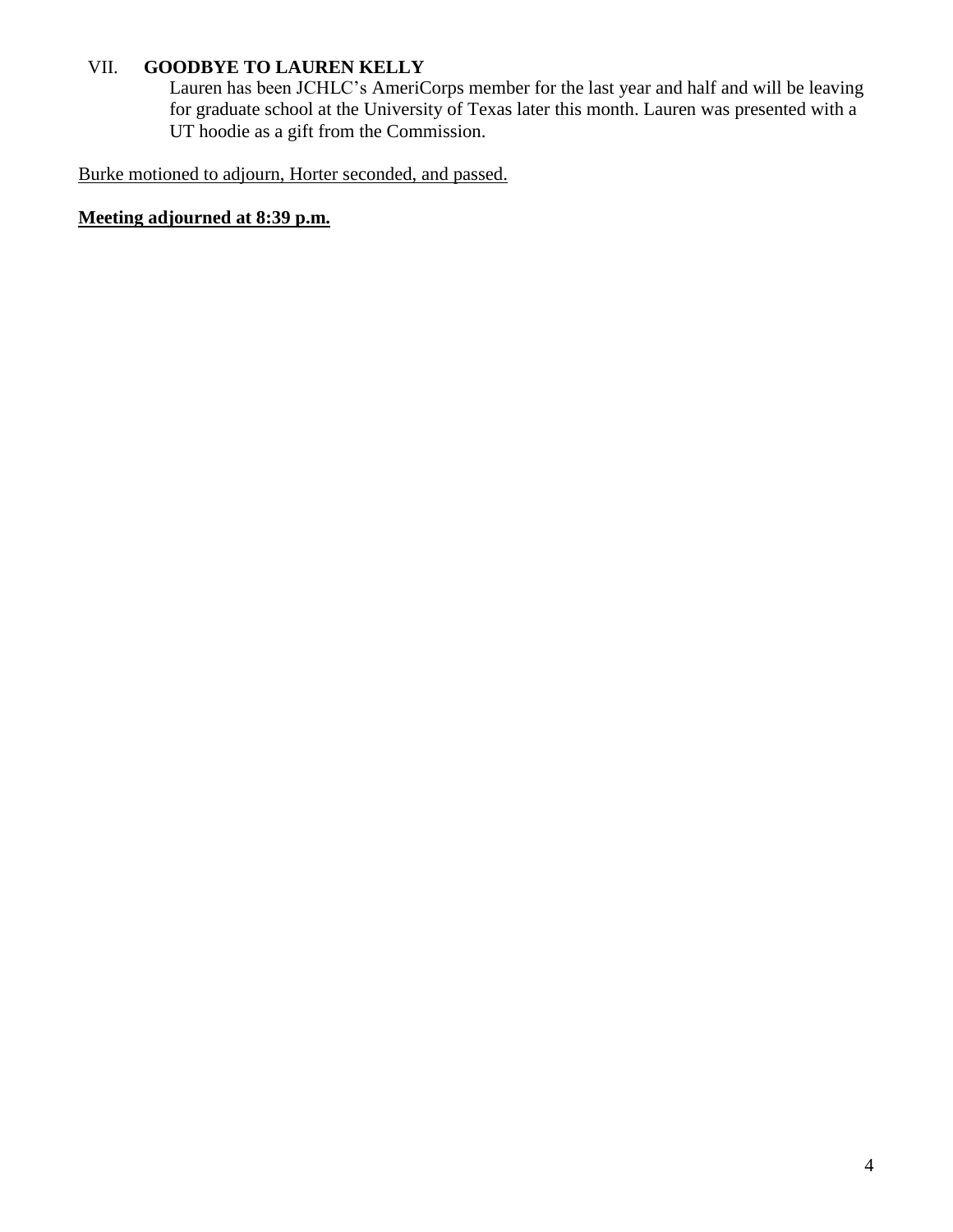## VII. GOODBYE TO LAUREN KELLY

Lauren has been JCHLC's AmeriCorps member for the last year and half and will be leaving for graduate school at the University of Texas later this month. Lauren was presented with a UT hoodie as a gift from the Commission.

Burke motioned to adjourn, Horter seconded, and passed.

**Meeting adjourned at 8:39 p.m.**